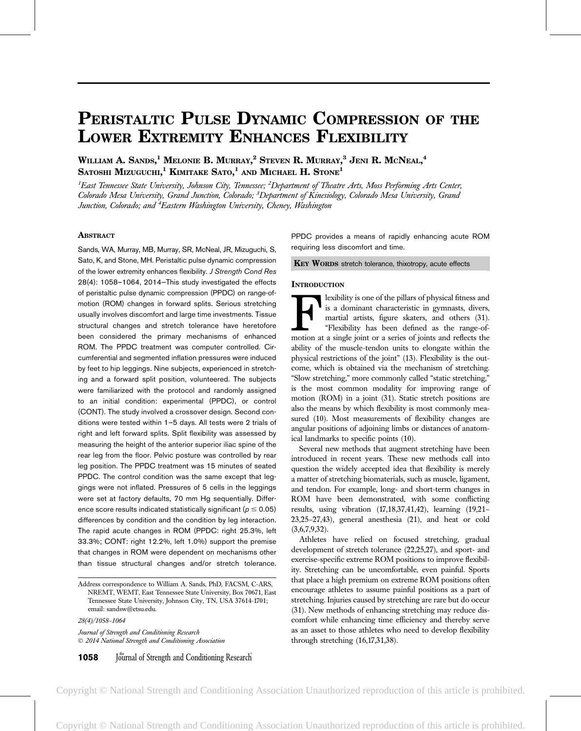# Peristaltic Pulse Dynamic Compression of the Lower Extremity Enhances Flexibility

William A. Sands,[1] Melonie B. Murray,[2] Steven R. Murray,[3] Jeni R. McNeal,[4] Satoshi Mizuguchi,[1] Kimitake Sato,[1] and Michael H. Stone[1]

[1]*East Tennessee State University, Johnson City, Tennessee;* [2]*Department of Theatre Arts, Moss Performing Arts Center, Colorado Mesa University, Grand Junction, Colorado;* [3]*Department of Kinesiology, Colorado Mesa University, Grand Junction, Colorado; and* [4]*Eastern Washington University, Cheney, Washington*

## Abstract

Sands, WA, Murray, MB, Murray, SR, McNeal, JR, Mizuguchi, S, Sato, K, and Stone, MH. Peristaltic pulse dynamic compression of the lower extremity enhances flexibility. *J Strength Cond Res* 28(4): 1058–1064, 2014—This study investigated the effects of peristaltic pulse dynamic compression (PPDC) on range-of-motion (ROM) changes in forward splits. Serious stretching usually involves discomfort and large time investments. Tissue structural changes and stretch tolerance have heretofore been considered the primary mechanisms of enhanced ROM. The PPDC treatment was computer controlled. Circumferential and segmented inflation pressures were induced by feet to hip leggings. Nine subjects, experienced in stretching and a forward split position, volunteered. The subjects were familiarized with the protocol and randomly assigned to an initial condition: experimental (PPDC), or control (CONT). The study involved a crossover design. Second conditions were tested within 1–5 days. All tests were 2 trials of right and left forward splits. Split flexibility was assessed by measuring the height of the anterior superior iliac spine of the rear leg from the floor. Pelvic posture was controlled by rear leg position. The PPDC treatment was 15 minutes of seated PPDC. The control condition was the same except that leggings were not inflated. Pressures of 5 cells in the leggings were set at factory defaults, 70 mm Hg sequentially. Difference score results indicated statistically significant ($p \leq 0.05$) differences by condition and the condition by leg interaction. The rapid acute changes in ROM (PPDC: right 25.3%, left 33.3%; CONT: right 12.2%, left 1.0%) support the premise that changes in ROM were dependent on mechanisms other than tissue structural changes and/or stretch tolerance. PPDC provides a means of rapidly enhancing acute ROM requiring less discomfort and time.

**Key Words** stretch tolerance, thixotropy, acute effects

Address correspondence to William A. Sands, PhD, FACSM, C-ARS, NREMT, WEMT, East Tennessee State University, Box 70671, East Tennessee State University, Johnson City, TN, USA 37614-1701; email: sandsw@etsu.edu.

28(4)/1058–1064

*Journal of Strength and Conditioning Research*
*© 2014 National Strength and Conditioning Association*

## Introduction

Flexibility is one of the pillars of physical fitness and is a dominant characteristic in gymnasts, divers, martial artists, figure skaters, and others (31). "Flexibility has been defined as the range-of-motion at a single joint or a series of joints and reflects the ability of the muscle-tendon units to elongate within the physical restrictions of the joint" (13). Flexibility is the outcome, which is obtained via the mechanism of stretching. "Slow stretching," more commonly called "static stretching," is the most common modality for improving range of motion (ROM) in a joint (31). Static stretch positions are also the means by which flexibility is most commonly measured (10). Most measurements of flexibility changes are angular positions of adjoining limbs or distances of anatomical landmarks to specific points (10).

Several new methods that augment stretching have been introduced in recent years. These new methods call into question the widely accepted idea that flexibility is merely a matter of stretching biomaterials, such as muscle, ligament, and tendon. For example, long- and short-term changes in ROM have been demonstrated, with some conflicting results, using vibration (17,18,37,41,42), learning (19,21–23,25–27,43), general anesthesia (21), and heat or cold (3,6,7,9,32).

Athletes have relied on focused stretching, gradual development of stretch tolerance (22,25,27), and sport- and exercise-specific extreme ROM positions to improve flexibility. Stretching can be uncomfortable, even painful. Sports that place a high premium on extreme ROM positions often encourage athletes to assume painful positions as a part of stretching. Injuries caused by stretching are rare but do occur (31). New methods of enhancing stretching may reduce discomfort while enhancing time efficiency and thereby serve as an asset to those athletes who need to develop flexibility through stretching (16,17,31,38).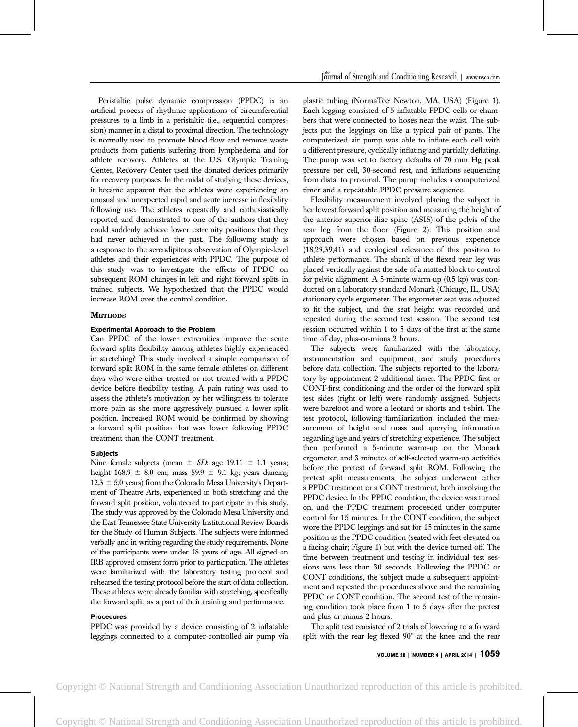Peristaltic pulse dynamic compression (PPDC) is an artificial process of rhythmic applications of circumferential pressures to a limb in a peristaltic (i.e., sequential compression) manner in a distal to proximal direction. The technology is normally used to promote blood flow and remove waste products from patients suffering from lymphedema and for athlete recovery. Athletes at the U.S. Olympic Training Center, Recovery Center used the donated devices primarily for recovery purposes. In the midst of studying these devices, it became apparent that the athletes were experiencing an unusual and unexpected rapid and acute increase in flexibility following use. The athletes repeatedly and enthusiastically reported and demonstrated to one of the authors that they could suddenly achieve lower extremity positions that they had never achieved in the past. The following study is a response to the serendipitous observation of Olympic-level athletes and their experiences with PPDC. The purpose of this study was to investigate the effects of PPDC on subsequent ROM changes in left and right forward splits in trained subjects. We hypothesized that the PPDC would increase ROM over the control condition.

## Methods

### Experimental Approach to the Problem

Can PPDC of the lower extremities improve the acute forward splits flexibility among athletes highly experienced in stretching? This study involved a simple comparison of forward split ROM in the same female athletes on different days who were either treated or not treated with a PPDC device before flexibility testing. A pain rating was used to assess the athlete's motivation by her willingness to tolerate more pain as she more aggressively pursued a lower split position. Increased ROM would be confirmed by showing a forward split position that was lower following PPDC treatment than the CONT treatment.

### Subjects

Nine female subjects (mean ± *SD*: age 19.11 ± 1.1 years; height 168.9 ± 8.0 cm; mass 59.9 ± 9.1 kg; years dancing 12.3 ± 5.0 years) from the Colorado Mesa University's Department of Theatre Arts, experienced in both stretching and the forward split position, volunteered to participate in this study. The study was approved by the Colorado Mesa University and the East Tennessee State University Institutional Review Boards for the Study of Human Subjects. The subjects were informed verbally and in writing regarding the study requirements. None of the participants were under 18 years of age. All signed an IRB approved consent form prior to participation. The athletes were familiarized with the laboratory testing protocol and rehearsed the testing protocol before the start of data collection. These athletes were already familiar with stretching, specifically the forward split, as a part of their training and performance.

### Procedures

PPDC was provided by a device consisting of 2 inflatable leggings connected to a computer-controlled air pump via plastic tubing (NormaTec Newton, MA, USA) (Figure 1). Each legging consisted of 5 inflatable PPDC cells or chambers that were connected to hoses near the waist. The subjects put the leggings on like a typical pair of pants. The computerized air pump was able to inflate each cell with a different pressure, cyclically inflating and partially deflating. The pump was set to factory defaults of 70 mm Hg peak pressure per cell, 30-second rest, and inflations sequencing from distal to proximal. The pump includes a computerized timer and a repeatable PPDC pressure sequence.

Flexibility measurement involved placing the subject in her lowest forward split position and measuring the height of the anterior superior iliac spine (ASIS) of the pelvis of the rear leg from the floor (Figure 2). This position and approach were chosen based on previous experience (18,29,39,41) and ecological relevance of this position to athlete performance. The shank of the flexed rear leg was placed vertically against the side of a matted block to control for pelvic alignment. A 5-minute warm-up (0.5 kp) was conducted on a laboratory standard Monark (Chicago, IL, USA) stationary cycle ergometer. The ergometer seat was adjusted to fit the subject, and the seat height was recorded and repeated during the second test session. The second test session occurred within 1 to 5 days of the first at the same time of day, plus-or-minus 2 hours.

The subjects were familiarized with the laboratory, instrumentation and equipment, and study procedures before data collection. The subjects reported to the laboratory by appointment 2 additional times. The PPDC-first or CONT-first conditioning and the order of the forward split test sides (right or left) were randomly assigned. Subjects were barefoot and wore a leotard or shorts and t-shirt. The test protocol, following familiarization, included the measurement of height and mass and querying information regarding age and years of stretching experience. The subject then performed a 5-minute warm-up on the Monark ergometer, and 3 minutes of self-selected warm-up activities before the pretest of forward split ROM. Following the pretest split measurements, the subject underwent either a PPDC treatment or a CONT treatment, both involving the PPDC device. In the PPDC condition, the device was turned on, and the PPDC treatment proceeded under computer control for 15 minutes. In the CONT condition, the subject wore the PPDC leggings and sat for 15 minutes in the same position as the PPDC condition (seated with feet elevated on a facing chair; Figure 1) but with the device turned off. The time between treatment and testing in individual test sessions was less than 30 seconds. Following the PPDC or CONT conditions, the subject made a subsequent appointment and repeated the procedures above and the remaining PPDC or CONT condition. The second test of the remaining condition took place from 1 to 5 days after the pretest and plus or minus 2 hours.

The split test consisted of 2 trials of lowering to a forward split with the rear leg flexed 90° at the knee and the rear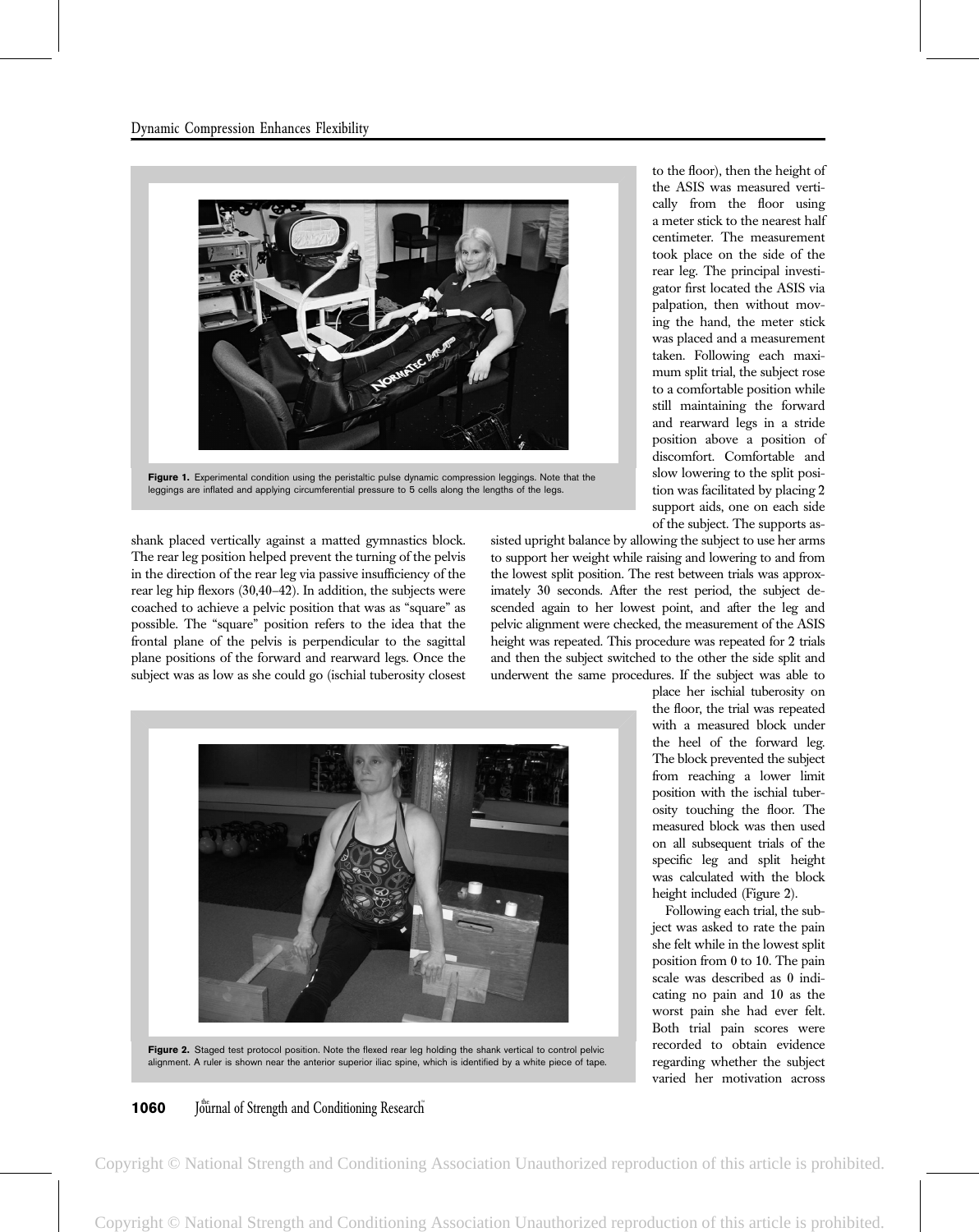Figure 1. Experimental condition using the peristaltic pulse dynamic compression leggings. Note that the leggings are inflated and applying circumferential pressure to 5 cells along the lengths of the legs.

shank placed vertically against a matted gymnastics block. The rear leg position helped prevent the turning of the pelvis in the direction of the rear leg via passive insufficiency of the rear leg hip flexors (30,40–42). In addition, the subjects were coached to achieve a pelvic position that was as "square" as possible. The "square" position refers to the idea that the frontal plane of the pelvis is perpendicular to the sagittal plane positions of the forward and rearward legs. Once the subject was as low as she could go (ischial tuberosity closest to the floor), then the height of the ASIS was measured vertically from the floor using a meter stick to the nearest half centimeter. The measurement took place on the side of the rear leg. The principal investigator first located the ASIS via palpation, then without moving the hand, the meter stick was placed and a measurement taken. Following each maximum split trial, the subject rose to a comfortable position while still maintaining the forward and rearward legs in a stride position above a position of discomfort. Comfortable and slow lowering to the split position was facilitated by placing 2 support aids, one on each side of the subject. The supports assisted upright balance by allowing the subject to use her arms to support her weight while raising and lowering to and from the lowest split position. The rest between trials was approximately 30 seconds. After the rest period, the subject descended again to her lowest point, and after the leg and pelvic alignment were checked, the measurement of the ASIS height was repeated. This procedure was repeated for 2 trials and then the subject switched to the other the side split and underwent the same procedures. If the subject was able to place her ischial tuberosity on the floor, the trial was repeated with a measured block under the heel of the forward leg. The block prevented the subject from reaching a lower limit position with the ischial tuberosity touching the floor. The measured block was then used on all subsequent trials of the specific leg and split height was calculated with the block height included (Figure 2).

Figure 2. Staged test protocol position. Note the flexed rear leg holding the shank vertical to control pelvic alignment. A ruler is shown near the anterior superior iliac spine, which is identified by a white piece of tape.

Following each trial, the subject was asked to rate the pain she felt while in the lowest split position from 0 to 10. The pain scale was described as 0 indicating no pain and 10 as the worst pain she had ever felt. Both trial pain scores were recorded to obtain evidence regarding whether the subject varied her motivation across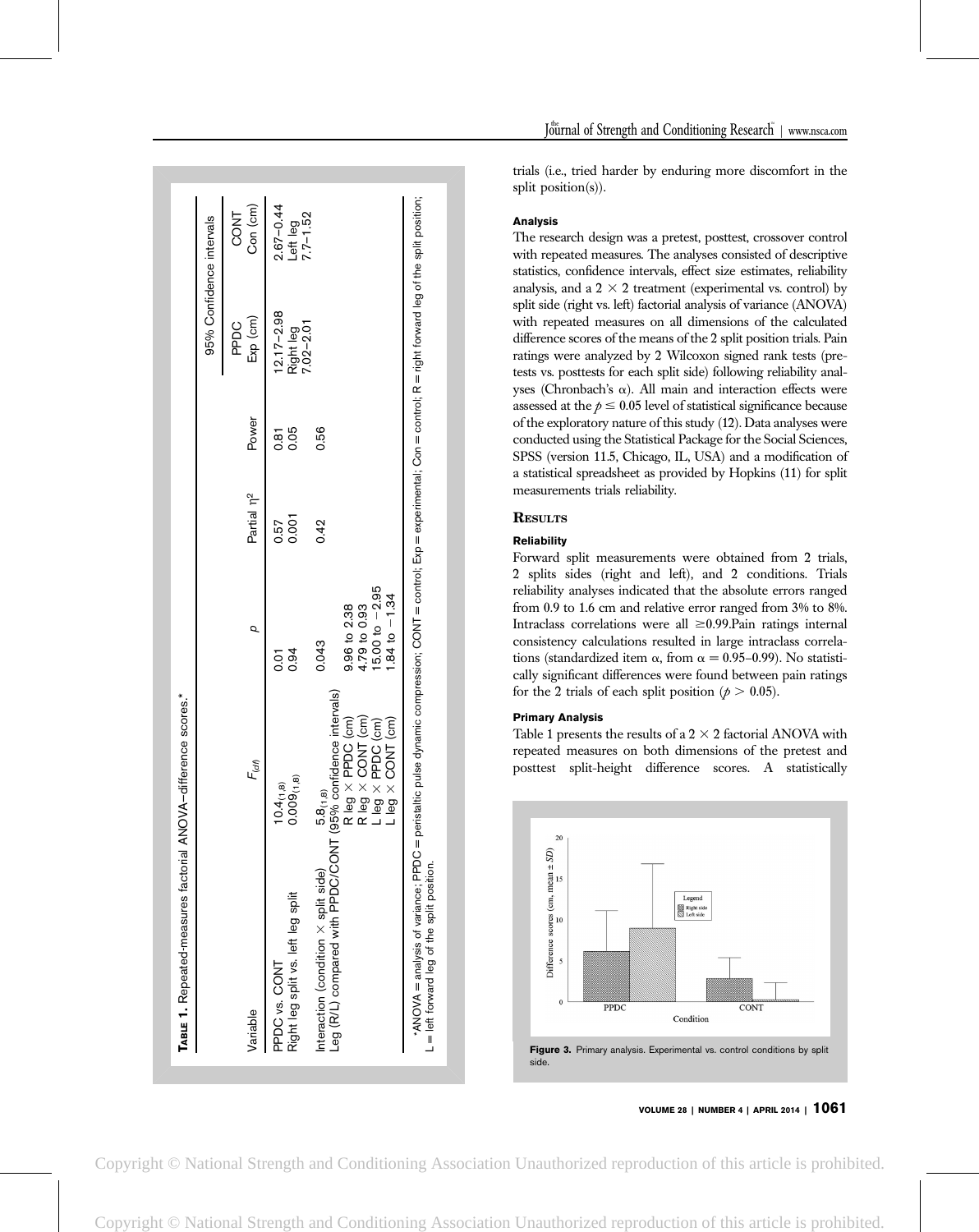**Table 1.** Repeated-measures factorial ANOVA–difference scores.*

| Variable | $F_{(df)}$ | $p$ | Partial $\eta^2$ | Power | 95% Confidence intervals | |
|---|---|---|---|---|---|---|
| | | | | | PPDC Exp (cm) | CONT Con (cm) |
| PPDC vs. CONT | $10.4_{(1,8)}$ | 0.01 | 0.57 | 0.81 | 12.17–2.98 | 2.67–0.44 |
| Right leg split vs. left leg split | $0.009_{(1,8)}$ | 0.94 | 0.001 | 0.05 | Right leg 7.02–2.01 | Left leg 7.7–1.52 |
| Interaction (condition × split side) | $5.8_{(1,8)}$ | 0.043 | 0.42 | 0.56 | | |
| Leg (R/L) compared with PPDC/CONT | (95% confidence intervals) | | | | | |
| | R leg × PPDC (cm) | 9.96 to 2.38 | | | | |
| | R leg × CONT (cm) | 4.79 to 0.93 | | | | |
| | L leg × PPDC (cm) | 15.00 to −2.95 | | | | |
| | L leg × CONT (cm) | 1.84 to −1.34 | | | | |

*ANOVA = analysis of variance; PPDC = peristaltic pulse dynamic compression; CONT = control; Exp = experimental; Con = control; R = right forward leg of the split position; L = left forward leg of the split position.

trials (i.e., tried harder by enduring more discomfort in the split position(s)).

#### Analysis

The research design was a pretest, posttest, crossover control with repeated measures. The analyses consisted of descriptive statistics, confidence intervals, effect size estimates, reliability analysis, and a $2 \times 2$ treatment (experimental vs. control) by split side (right vs. left) factorial analysis of variance (ANOVA) with repeated measures on all dimensions of the calculated difference scores of the means of the 2 split position trials. Pain ratings were analyzed by 2 Wilcoxon signed rank tests (pretests vs. posttests for each split side) following reliability analyses (Chronbach's $\alpha$). All main and interaction effects were assessed at the $p \leq 0.05$ level of statistical significance because of the exploratory nature of this study (12). Data analyses were conducted using the Statistical Package for the Social Sciences, SPSS (version 11.5, Chicago, IL, USA) and a modification of a statistical spreadsheet as provided by Hopkins (11) for split measurements trials reliability.

## Results

#### Reliability

Forward split measurements were obtained from 2 trials, 2 splits sides (right and left), and 2 conditions. Trials reliability analyses indicated that the absolute errors ranged from 0.9 to 1.6 cm and relative error ranged from 3% to 8%. Intraclass correlations were all ≥0.99.Pain ratings internal consistency calculations resulted in large intraclass correlations (standardized item $\alpha$, from $\alpha = 0.95$–$0.99$). No statistically significant differences were found between pain ratings for the 2 trials of each split position ($p > 0.05$).

#### Primary Analysis

Table 1 presents the results of a $2 \times 2$ factorial ANOVA with repeated measures on both dimensions of the pretest and posttest split-height difference scores. A statistically

**Figure 3.** Primary analysis. Experimental vs. control conditions by split side.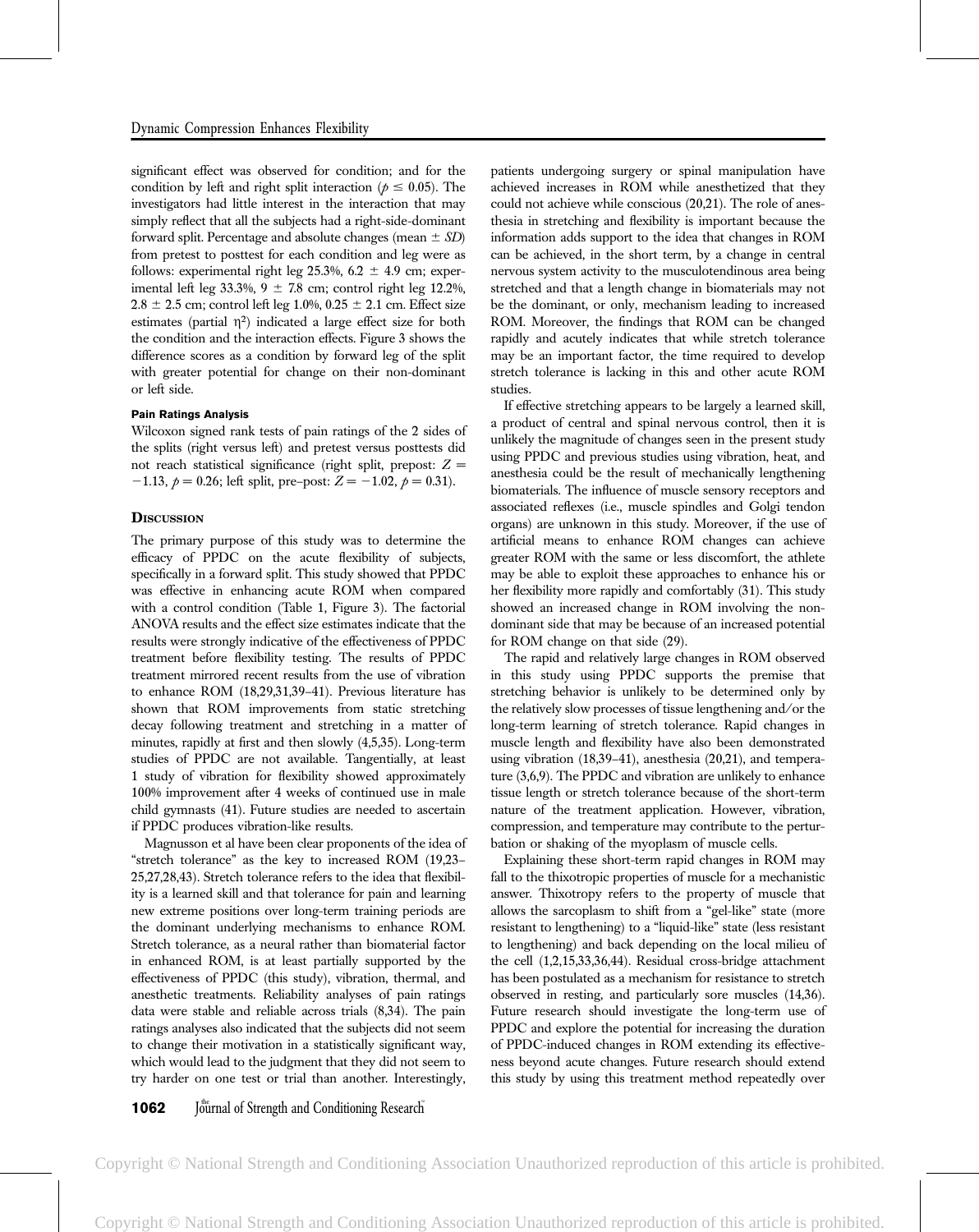significant effect was observed for condition; and for the condition by left and right split interaction ($p \leq 0.05$). The investigators had little interest in the interaction that may simply reflect that all the subjects had a right-side-dominant forward split. Percentage and absolute changes (mean $\pm$ *SD*) from pretest to posttest for each condition and leg were as follows: experimental right leg 25.3%, 6.2 $\pm$ 4.9 cm; experimental left leg 33.3%, 9 $\pm$ 7.8 cm; control right leg 12.2%, 2.8 $\pm$ 2.5 cm; control left leg 1.0%, 0.25 $\pm$ 2.1 cm. Effect size estimates (partial $\eta^2$) indicated a large effect size for both the condition and the interaction effects. Figure 3 shows the difference scores as a condition by forward leg of the split with greater potential for change on their non-dominant or left side.

#### Pain Ratings Analysis

Wilcoxon signed rank tests of pain ratings of the 2 sides of the splits (right versus left) and pretest versus posttests did not reach statistical significance (right split, prepost: $Z = -1.13$, $p = 0.26$; left split, pre–post: $Z = -1.02$, $p = 0.31$).

## Discussion

The primary purpose of this study was to determine the efficacy of PPDC on the acute flexibility of subjects, specifically in a forward split. This study showed that PPDC was effective in enhancing acute ROM when compared with a control condition (Table 1, Figure 3). The factorial ANOVA results and the effect size estimates indicate that the results were strongly indicative of the effectiveness of PPDC treatment before flexibility testing. The results of PPDC treatment mirrored recent results from the use of vibration to enhance ROM (18,29,31,39–41). Previous literature has shown that ROM improvements from static stretching decay following treatment and stretching in a matter of minutes, rapidly at first and then slowly (4,5,35). Long-term studies of PPDC are not available. Tangentially, at least 1 study of vibration for flexibility showed approximately 100% improvement after 4 weeks of continued use in male child gymnasts (41). Future studies are needed to ascertain if PPDC produces vibration-like results.

Magnusson et al have been clear proponents of the idea of "stretch tolerance" as the key to increased ROM (19,23–25,27,28,43). Stretch tolerance refers to the idea that flexibility is a learned skill and that tolerance for pain and learning new extreme positions over long-term training periods are the dominant underlying mechanisms to enhance ROM. Stretch tolerance, as a neural rather than biomaterial factor in enhanced ROM, is at least partially supported by the effectiveness of PPDC (this study), vibration, thermal, and anesthetic treatments. Reliability analyses of pain ratings data were stable and reliable across trials (8,34). The pain ratings analyses also indicated that the subjects did not seem to change their motivation in a statistically significant way, which would lead to the judgment that they did not seem to try harder on one test or trial than another. Interestingly, patients undergoing surgery or spinal manipulation have achieved increases in ROM while anesthetized that they could not achieve while conscious (20,21). The role of anesthesia in stretching and flexibility is important because the information adds support to the idea that changes in ROM can be achieved, in the short term, by a change in central nervous system activity to the musculotendinous area being stretched and that a length change in biomaterials may not be the dominant, or only, mechanism leading to increased ROM. Moreover, the findings that ROM can be changed rapidly and acutely indicates that while stretch tolerance may be an important factor, the time required to develop stretch tolerance is lacking in this and other acute ROM studies.

If effective stretching appears to be largely a learned skill, a product of central and spinal nervous control, then it is unlikely the magnitude of changes seen in the present study using PPDC and previous studies using vibration, heat, and anesthesia could be the result of mechanically lengthening biomaterials. The influence of muscle sensory receptors and associated reflexes (i.e., muscle spindles and Golgi tendon organs) are unknown in this study. Moreover, if the use of artificial means to enhance ROM changes can achieve greater ROM with the same or less discomfort, the athlete may be able to exploit these approaches to enhance his or her flexibility more rapidly and comfortably (31). This study showed an increased change in ROM involving the non-dominant side that may be because of an increased potential for ROM change on that side (29).

The rapid and relatively large changes in ROM observed in this study using PPDC supports the premise that stretching behavior is unlikely to be determined only by the relatively slow processes of tissue lengthening and/or the long-term learning of stretch tolerance. Rapid changes in muscle length and flexibility have also been demonstrated using vibration (18,39–41), anesthesia (20,21), and temperature (3,6,9). The PPDC and vibration are unlikely to enhance tissue length or stretch tolerance because of the short-term nature of the treatment application. However, vibration, compression, and temperature may contribute to the perturbation or shaking of the myoplasm of muscle cells.

Explaining these short-term rapid changes in ROM may fall to the thixotropic properties of muscle for a mechanistic answer. Thixotropy refers to the property of muscle that allows the sarcoplasm to shift from a "gel-like" state (more resistant to lengthening) to a "liquid-like" state (less resistant to lengthening) and back depending on the local milieu of the cell (1,2,15,33,36,44). Residual cross-bridge attachment has been postulated as a mechanism for resistance to stretch observed in resting, and particularly sore muscles (14,36). Future research should investigate the long-term use of PPDC and explore the potential for increasing the duration of PPDC-induced changes in ROM extending its effectiveness beyond acute changes. Future research should extend this study by using this treatment method repeatedly over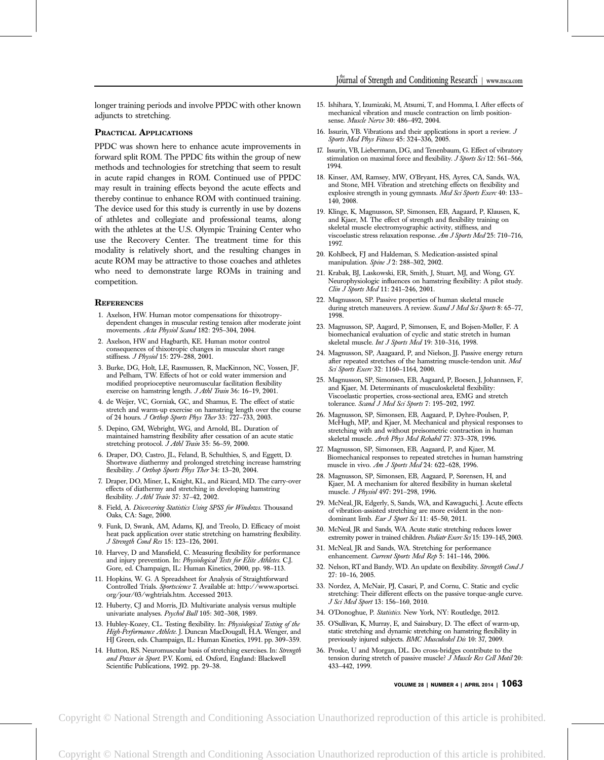longer training periods and involve PPDC with other known adjuncts to stretching.

## Practical Applications

PPDC was shown here to enhance acute improvements in forward split ROM. The PPDC fits within the group of new methods and technologies for stretching that seem to result in acute rapid changes in ROM. Continued use of PPDC may result in training effects beyond the acute effects and thereby continue to enhance ROM with continued training. The device used for this study is currently in use by dozens of athletes and collegiate and professional teams, along with the athletes at the U.S. Olympic Training Center who use the Recovery Center. The treatment time for this modality is relatively short, and the resulting changes in acute ROM may be attractive to those coaches and athletes who need to demonstrate large ROMs in training and competition.

## References

1. Axelson, HW. Human motor compensations for thixotropy-dependent changes in muscular resting tension after moderate joint movements. *Acta Physiol Scand* 182: 295–304, 2004.
2. Axelson, HW and Hagbarth, KE. Human motor control consequences of thixotropic changes in muscular short range stiffness. *J Physiol* 15: 279–288, 2001.
3. Burke, DG, Holt, LE, Rasmussen, R, MacKinnon, NC, Vossen, JF, and Pelham, TW. Effects of hot or cold water immersion and modified proprioceptive neuromuscular facilitation flexibility exercise on hamstring length. *J Athl Train* 36: 16–19, 2001.
4. de Weijer, VC, Gorniak, GC, and Shamus, E. The effect of static stretch and warm-up exercise on hamstring length over the course of 24 hours. *J Orthop Sports Phys Ther* 33: 727–733, 2003.
5. Depino, GM, Webright, WG, and Arnold, BL. Duration of maintained hamstring flexibility after cessation of an acute static stretching protocol. *J Athl Train* 35: 56–59, 2000.
6. Draper, DO, Castro, JL, Feland, B, Schulthies, S, and Eggett, D. Shortwave diathermy and prolonged stretching increase hamstring flexibility. *J Orthop Sports Phys Ther* 34: 13–20, 2004.
7. Draper, DO, Miner, L, Knight, KL, and Ricard, MD. The carry-over effects of diathermy and stretching in developing hamstring flexibility. *J Athl Train* 37: 37–42, 2002.
8. Field, A. *Discovering Statistics Using SPSS for Windows.* Thousand Oaks, CA: Sage, 2000.
9. Funk, D, Swank, AM, Adams, KJ, and Treolo, D. Efficacy of moist heat pack application over static stretching on hamstring flexibility. *J Strength Cond Res* 15: 123–126, 2001.
10. Harvey, D and Mansfield, C. Measuring flexibility for performance and injury prevention. In: *Physiological Tests for Elite Athletes.* C.J. Gore, ed. Champaign, IL: Human Kinetics, 2000, pp. 98–113.
11. Hopkins, W. G. A Spreadsheet for Analysis of Straightforward Controlled Trials. *Sportscience* 7. Available at: http://www.sportsci.org/jour/03/wghtrials.htm. Accessed 2013.
12. Huberty, CJ and Morris, JD. Multivariate analysis versus multiple univariate analyses. *Psychol Bull* 105: 302–308, 1989.
13. Hubley-Kozey, CL. Testing flexibility. In: *Physiological Testing of the High-Performance Athlete.* J. Duncan MacDougall, H.A. Wenger, and HJ Green, eds. Champaign, IL: Human Kinetics, 1991. pp. 309–359.
14. Hutton, RS. Neuromuscular basis of stretching exercises. In: *Strength and Power in Sport.* P.V. Komi, ed. Oxford, England: Blackwell Scientific Publications, 1992. pp. 29–38.
15. Ishihara, Y, Izumizaki, M, Atsumi, T, and Homma, I. After effects of mechanical vibration and muscle contraction on limb position-sense. *Muscle Nerve* 30: 486–492, 2004.
16. Issurin, VB. Vibrations and their applications in sport a review. *J Sports Med Phys Fitness* 45: 324–336, 2005.
17. Issurin, VB, Liebermann, DG, and Tenenbaum, G. Effect of vibratory stimulation on maximal force and flexibility. *J Sports Sci* 12: 561–566, 1994.
18. Kinser, AM, Ramsey, MW, O'Bryant, HS, Ayres, CA, Sands, WA, and Stone, MH. Vibration and stretching effects on flexibility and explosive strength in young gymnasts. *Med Sci Sports Exerc* 40: 133–140, 2008.
19. Klinge, K, Magnusson, SP, Simonsen, EB, Aagaard, P, Klausen, K, and Kjaer, M. The effect of strength and flexibility training on skeletal muscle electromyographic activity, stiffness, and viscoelastic stress relaxation response. *Am J Sports Med* 25: 710–716, 1997.
20. Kohlbeck, FJ and Haldeman, S. Medication-assisted spinal manipulation. *Spine J* 2: 288–302, 2002.
21. Krabak, BJ, Laskowski, ER, Smith, J, Stuart, MJ, and Wong, GY. Neurophysiologic influences on hamstring flexibility: A pilot study. *Clin J Sports Med* 11: 241–246, 2001.
22. Magnusson, SP. Passive properties of human skeletal muscle during stretch maneuvers. A review. *Scand J Med Sci Sports* 8: 65–77, 1998.
23. Magnusson, SP, Aagard, P, Simonsen, E, and Bojsen-Møller, F. A biomechanical evaluation of cyclic and static stretch in human skeletal muscle. *Int J Sports Med* 19: 310–316, 1998.
24. Magnusson, SP, Aaagaard, P, and Nielson, JJ. Passive energy return after repeated stretches of the hamstring muscle-tendon unit. *Med Sci Sports Exerc* 32: 1160–1164, 2000.
25. Magnusson, SP, Simonsen, EB, Aagaard, P, Boesen, J, Johannsen, F, and Kjaer, M. Determinants of musculoskeletal flexibility: Viscoelastic properties, cross-sectional area, EMG and stretch tolerance. *Scand J Med Sci Sports* 7: 195–202, 1997.
26. Magnusson, SP, Simonsen, EB, Aagaard, P, Dyhre-Poulsen, P, McHugh, MP, and Kjaer, M. Mechanical and physical responses to stretching with and without preisometric contraction in human skeletal muscle. *Arch Phys Med Rehabil* 77: 373–378, 1996.
27. Magnusson, SP, Simonsen, EB, Aagaard, P, and Kjaer, M. Biomechanical responses to repeated stretches in human hamstring muscle in vivo. *Am J Sports Med* 24: 622–628, 1996.
28. Magnusson, SP, Simonsen, EB, Aagaard, P, Sørensen, H, and Kjaer, M. A mechanism for altered flexibility in human skeletal muscle. *J Physiol* 497: 291–298, 1996.
29. McNeal, JR, Edgerly, S, Sands, WA, and Kawaguchi, J. Acute effects of vibration-assisted stretching are more evident in the non-dominant limb. *Eur J Sport Sci* 11: 45–50, 2011.
30. McNeal, JR and Sands, WA. Acute static stretching reduces lower extremity power in trained children. *Pediatr Exerc Sci* 15: 139–145, 2003.
31. McNeal, JR and Sands, WA. Stretching for performance enhancement. *Current Sports Med Rep* 5: 141–146, 2006.
32. Nelson, RT and Bandy, WD. An update on flexibility. *Strength Cond J* 27: 10–16, 2005.
33. Nordez, A, McNair, PJ, Casari, P, and Cornu, C. Static and cyclic stretching: Their different effects on the passive torque-angle curve. *J Sci Med Sport* 13: 156–160, 2010.
34. O'Donoghue, P. *Statistics.* New York, NY: Routledge, 2012.
35. O'Sullivan, K, Murray, E, and Sainsbury, D. The effect of warm-up, static stretching and dynamic stretching on hamstring flexibility in previously injured subjects. *BMC Musculoskel Dis* 10: 37, 2009.
36. Proske, U and Morgan, DL. Do cross-bridges contribute to the tension during stretch of passive muscle? *J Muscle Res Cell Motil* 20: 433–442, 1999.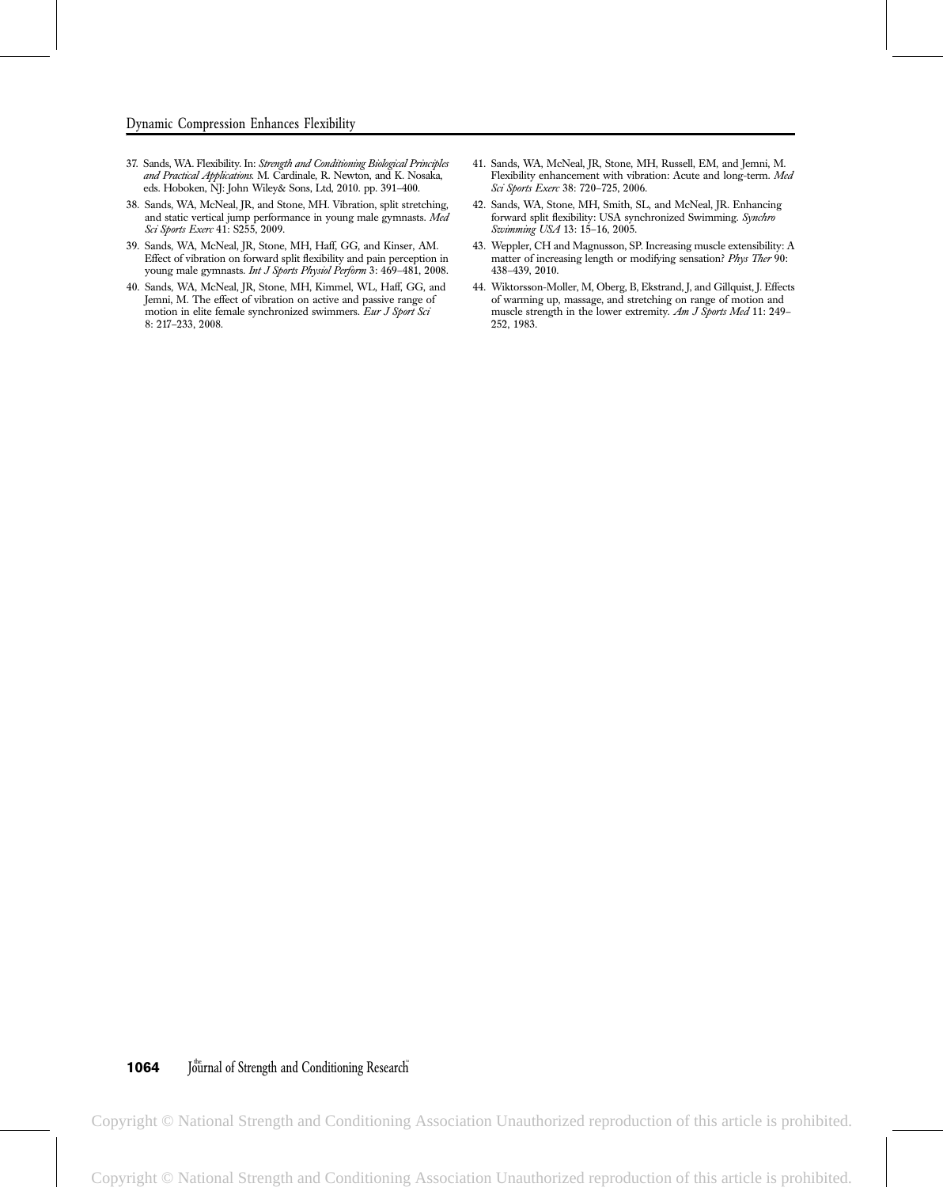37. Sands, WA. Flexibility. In: *Strength and Conditioning Biological Principles and Practical Applications.* M. Cardinale, R. Newton, and K. Nosaka, eds. Hoboken, NJ: John Wiley& Sons, Ltd, 2010. pp. 391–400.
38. Sands, WA, McNeal, JR, and Stone, MH. Vibration, split stretching, and static vertical jump performance in young male gymnasts. *Med Sci Sports Exerc* 41: S255, 2009.
39. Sands, WA, McNeal, JR, Stone, MH, Haff, GG, and Kinser, AM. Effect of vibration on forward split flexibility and pain perception in young male gymnasts. *Int J Sports Physiol Perform* 3: 469–481, 2008.
40. Sands, WA, McNeal, JR, Stone, MH, Kimmel, WL, Haff, GG, and Jemni, M. The effect of vibration on active and passive range of motion in elite female synchronized swimmers. *Eur J Sport Sci* 8: 217–233, 2008.
41. Sands, WA, McNeal, JR, Stone, MH, Russell, EM, and Jemni, M. Flexibility enhancement with vibration: Acute and long-term. *Med Sci Sports Exerc* 38: 720–725, 2006.
42. Sands, WA, Stone, MH, Smith, SL, and McNeal, JR. Enhancing forward split flexibility: USA synchronized Swimming. *Synchro Swimming USA* 13: 15–16, 2005.
43. Weppler, CH and Magnusson, SP. Increasing muscle extensibility: A matter of increasing length or modifying sensation? *Phys Ther* 90: 438–439, 2010.
44. Wiktorsson-Moller, M, Oberg, B, Ekstrand, J, and Gillquist, J. Effects of warming up, massage, and stretching on range of motion and muscle strength in the lower extremity. *Am J Sports Med* 11: 249–252, 1983.

Copyright © National Strength and Conditioning Association Unauthorized reproduction of this article is prohibited.